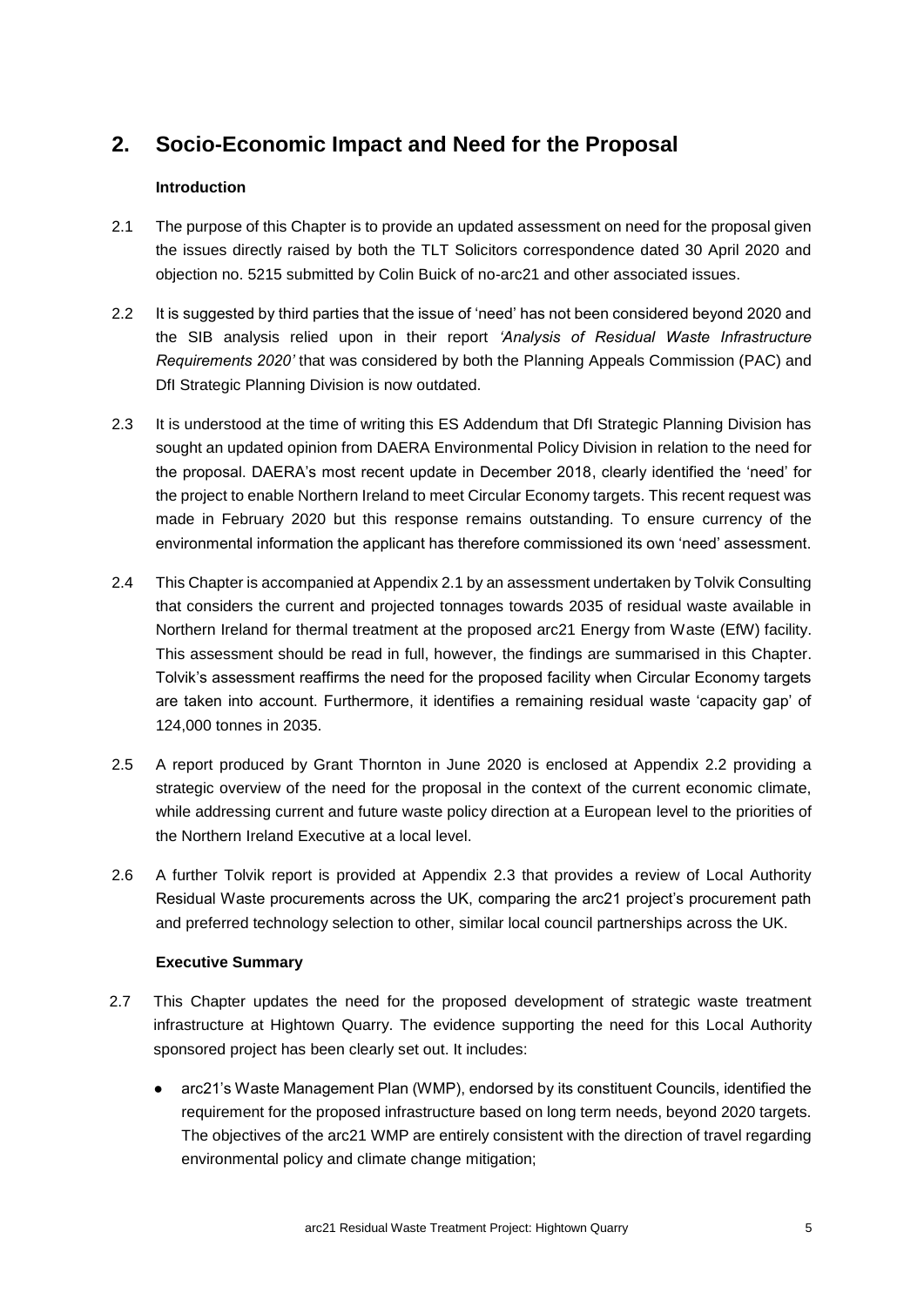## 2. Socio-Economic Impact and Need for the Proposal

### Introduction

2.1 The purpose of this Chapter is to provide an updated assessment on need for the proposal given the issues directly raised by both the TLT Solicitors correspondence dated 30 April 2020 and objection no. 5215 submitted by Colin Buick of no-arc21 and other associated issues.

2.2 It is suggested by third parties that the issue of 'need' has not been considered beyond 2020 and the SIB analysis relied upon in their report *'Analysis of Residual Waste Infrastructure Requirements 2020'* that was considered by both the Planning Appeals Commission (PAC) and DfI Strategic Planning Division is now outdated.

2.3 It is understood at the time of writing this ES Addendum that DfI Strategic Planning Division has sought an updated opinion from DAERA Environmental Policy Division in relation to the need for the proposal. DAERA's most recent update in December 2018, clearly identified the 'need' for the project to enable Northern Ireland to meet Circular Economy targets. This recent request was made in February 2020 but this response remains outstanding. To ensure currency of the environmental information the applicant has therefore commissioned its own 'need' assessment.

2.4 This Chapter is accompanied at Appendix 2.1 by an assessment undertaken by Tolvik Consulting that considers the current and projected tonnages towards 2035 of residual waste available in Northern Ireland for thermal treatment at the proposed arc21 Energy from Waste (EfW) facility. This assessment should be read in full, however, the findings are summarised in this Chapter. Tolvik's assessment reaffirms the need for the proposed facility when Circular Economy targets are taken into account. Furthermore, it identifies a remaining residual waste 'capacity gap' of 124,000 tonnes in 2035.

2.5 A report produced by Grant Thornton in June 2020 is enclosed at Appendix 2.2 providing a strategic overview of the need for the proposal in the context of the current economic climate, while addressing current and future waste policy direction at a European level to the priorities of the Northern Ireland Executive at a local level.

2.6 A further Tolvik report is provided at Appendix 2.3 that provides a review of Local Authority Residual Waste procurements across the UK, comparing the arc21 project's procurement path and preferred technology selection to other, similar local council partnerships across the UK.

### Executive Summary

2.7 This Chapter updates the need for the proposed development of strategic waste treatment infrastructure at Hightown Quarry. The evidence supporting the need for this Local Authority sponsored project has been clearly set out. It includes:

- arc21's Waste Management Plan (WMP), endorsed by its constituent Councils, identified the requirement for the proposed infrastructure based on long term needs, beyond 2020 targets. The objectives of the arc21 WMP are entirely consistent with the direction of travel regarding environmental policy and climate change mitigation;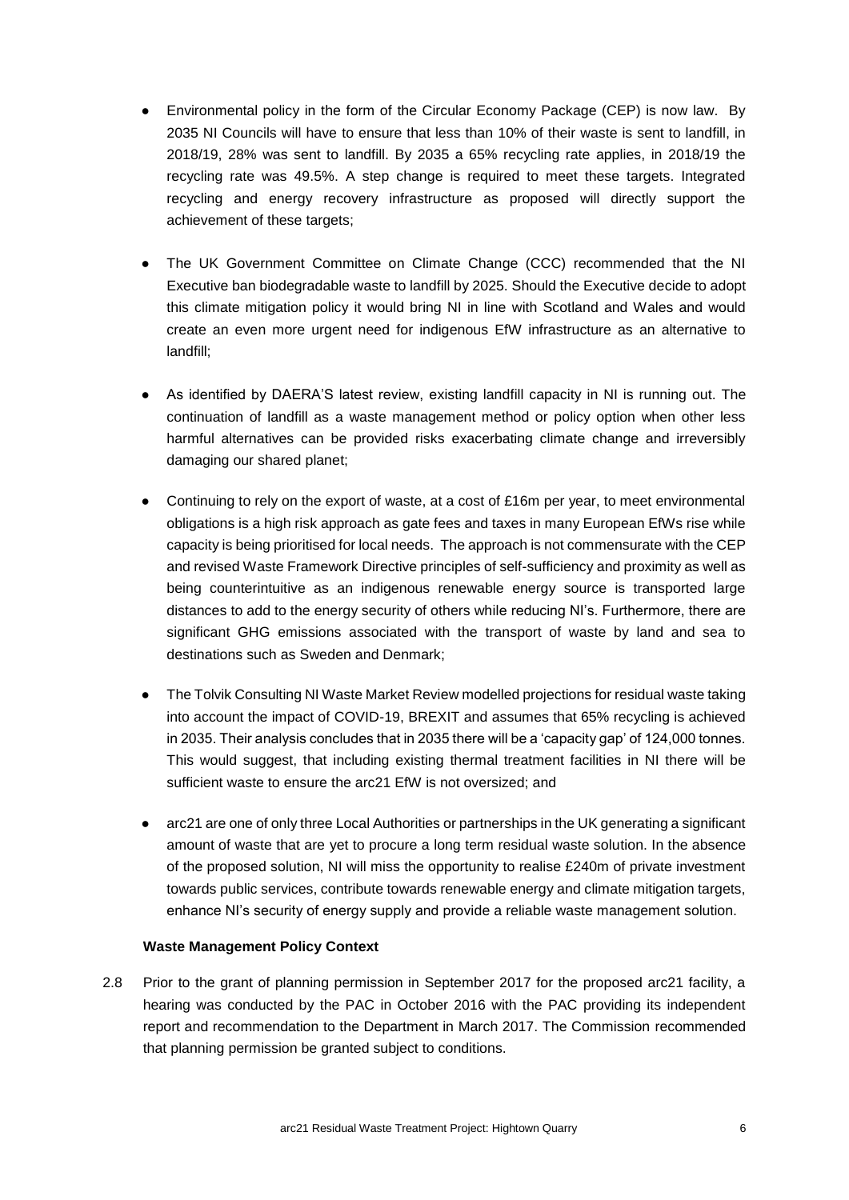- Environmental policy in the form of the Circular Economy Package (CEP) is now law. By 2035 NI Councils will have to ensure that less than 10% of their waste is sent to landfill, in 2018/19, 28% was sent to landfill. By 2035 a 65% recycling rate applies, in 2018/19 the recycling rate was 49.5%. A step change is required to meet these targets. Integrated recycling and energy recovery infrastructure as proposed will directly support the achievement of these targets;

- The UK Government Committee on Climate Change (CCC) recommended that the NI Executive ban biodegradable waste to landfill by 2025. Should the Executive decide to adopt this climate mitigation policy it would bring NI in line with Scotland and Wales and would create an even more urgent need for indigenous EfW infrastructure as an alternative to landfill;

- As identified by DAERA'S latest review, existing landfill capacity in NI is running out. The continuation of landfill as a waste management method or policy option when other less harmful alternatives can be provided risks exacerbating climate change and irreversibly damaging our shared planet;

- Continuing to rely on the export of waste, at a cost of £16m per year, to meet environmental obligations is a high risk approach as gate fees and taxes in many European EfWs rise while capacity is being prioritised for local needs. The approach is not commensurate with the CEP and revised Waste Framework Directive principles of self-sufficiency and proximity as well as being counterintuitive as an indigenous renewable energy source is transported large distances to add to the energy security of others while reducing NI's. Furthermore, there are significant GHG emissions associated with the transport of waste by land and sea to destinations such as Sweden and Denmark;

- The Tolvik Consulting NI Waste Market Review modelled projections for residual waste taking into account the impact of COVID-19, BREXIT and assumes that 65% recycling is achieved in 2035. Their analysis concludes that in 2035 there will be a 'capacity gap' of 124,000 tonnes. This would suggest, that including existing thermal treatment facilities in NI there will be sufficient waste to ensure the arc21 EfW is not oversized; and

- arc21 are one of only three Local Authorities or partnerships in the UK generating a significant amount of waste that are yet to procure a long term residual waste solution. In the absence of the proposed solution, NI will miss the opportunity to realise £240m of private investment towards public services, contribute towards renewable energy and climate mitigation targets, enhance NI's security of energy supply and provide a reliable waste management solution.

**Waste Management Policy Context**

2.8 Prior to the grant of planning permission in September 2017 for the proposed arc21 facility, a hearing was conducted by the PAC in October 2016 with the PAC providing its independent report and recommendation to the Department in March 2017. The Commission recommended that planning permission be granted subject to conditions.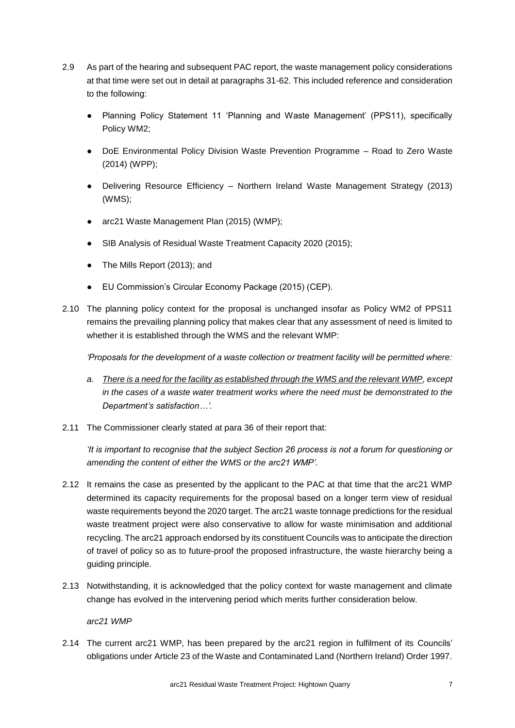2.9 As part of the hearing and subsequent PAC report, the waste management policy considerations at that time were set out in detail at paragraphs 31-62. This included reference and consideration to the following:

- Planning Policy Statement 11 'Planning and Waste Management' (PPS11), specifically Policy WM2;
- DoE Environmental Policy Division Waste Prevention Programme – Road to Zero Waste (2014) (WPP);
- Delivering Resource Efficiency – Northern Ireland Waste Management Strategy (2013) (WMS);
- arc21 Waste Management Plan (2015) (WMP);
- SIB Analysis of Residual Waste Treatment Capacity 2020 (2015);
- The Mills Report (2013); and
- EU Commission's Circular Economy Package (2015) (CEP).

2.10 The planning policy context for the proposal is unchanged insofar as Policy WM2 of PPS11 remains the prevailing planning policy that makes clear that any assessment of need is limited to whether it is established through the WMS and the relevant WMP:

*'Proposals for the development of a waste collection or treatment facility will be permitted where:*

*a. <u>There is a need for the facility as established through the WMS and the relevant WMP</u>, except in the cases of a waste water treatment works where the need must be demonstrated to the Department's satisfaction…'.*

2.11 The Commissioner clearly stated at para 36 of their report that:

*'It is important to recognise that the subject Section 26 process is not a forum for questioning or amending the content of either the WMS or the arc21 WMP'.*

2.12 It remains the case as presented by the applicant to the PAC at that time that the arc21 WMP determined its capacity requirements for the proposal based on a longer term view of residual waste requirements beyond the 2020 target. The arc21 waste tonnage predictions for the residual waste treatment project were also conservative to allow for waste minimisation and additional recycling. The arc21 approach endorsed by its constituent Councils was to anticipate the direction of travel of policy so as to future-proof the proposed infrastructure, the waste hierarchy being a guiding principle.

2.13 Notwithstanding, it is acknowledged that the policy context for waste management and climate change has evolved in the intervening period which merits further consideration below.

*arc21 WMP*

2.14 The current arc21 WMP, has been prepared by the arc21 region in fulfilment of its Councils' obligations under Article 23 of the Waste and Contaminated Land (Northern Ireland) Order 1997.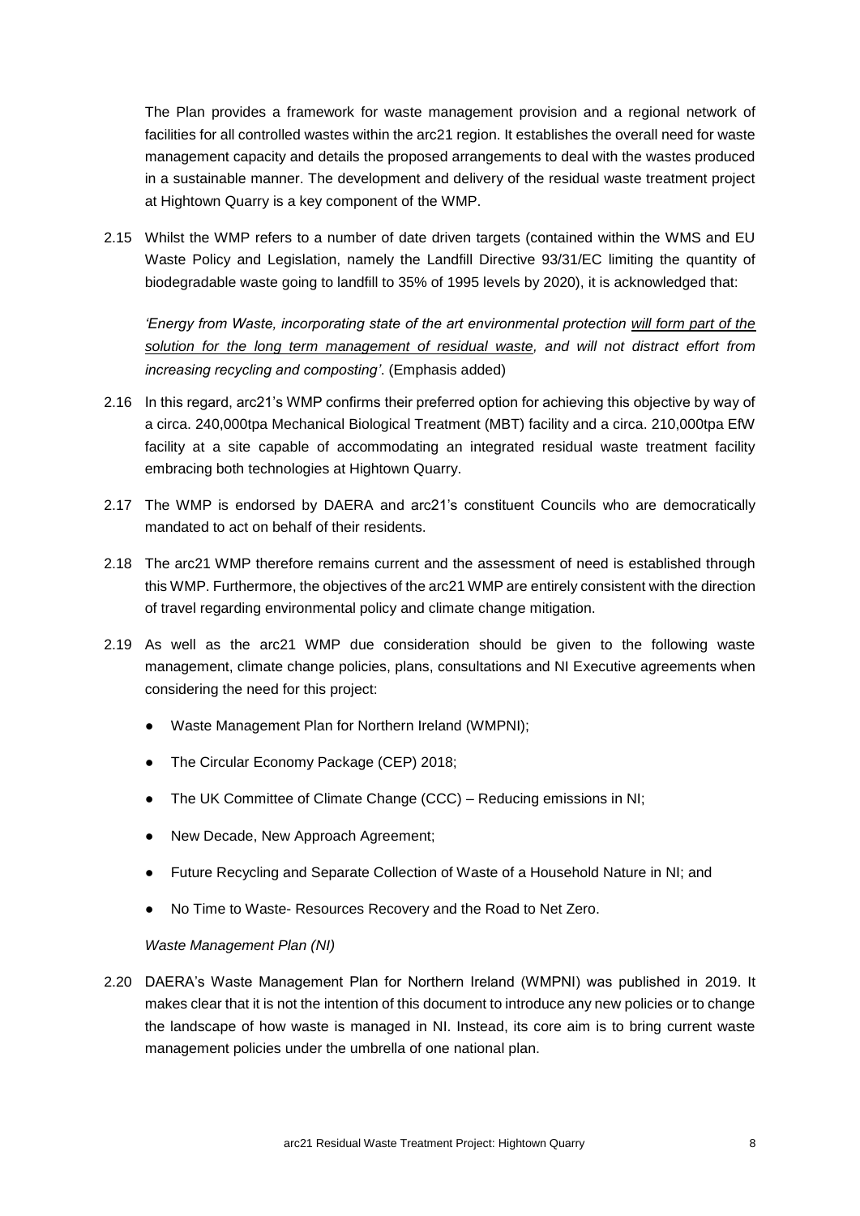The Plan provides a framework for waste management provision and a regional network of facilities for all controlled wastes within the arc21 region. It establishes the overall need for waste management capacity and details the proposed arrangements to deal with the wastes produced in a sustainable manner. The development and delivery of the residual waste treatment project at Hightown Quarry is a key component of the WMP.

2.15 Whilst the WMP refers to a number of date driven targets (contained within the WMS and EU Waste Policy and Legislation, namely the Landfill Directive 93/31/EC limiting the quantity of biodegradable waste going to landfill to 35% of 1995 levels by 2020), it is acknowledged that:

*'Energy from Waste, incorporating state of the art environmental protection <u>will form part of the solution for the long term management of residual waste</u>, and will not distract effort from increasing recycling and composting'*. (Emphasis added)

2.16 In this regard, arc21's WMP confirms their preferred option for achieving this objective by way of a circa. 240,000tpa Mechanical Biological Treatment (MBT) facility and a circa. 210,000tpa EfW facility at a site capable of accommodating an integrated residual waste treatment facility embracing both technologies at Hightown Quarry.

2.17 The WMP is endorsed by DAERA and arc21's constituent Councils who are democratically mandated to act on behalf of their residents.

2.18 The arc21 WMP therefore remains current and the assessment of need is established through this WMP. Furthermore, the objectives of the arc21 WMP are entirely consistent with the direction of travel regarding environmental policy and climate change mitigation.

2.19 As well as the arc21 WMP due consideration should be given to the following waste management, climate change policies, plans, consultations and NI Executive agreements when considering the need for this project:

- Waste Management Plan for Northern Ireland (WMPNI);
- The Circular Economy Package (CEP) 2018;
- The UK Committee of Climate Change (CCC) – Reducing emissions in NI;
- New Decade, New Approach Agreement;
- Future Recycling and Separate Collection of Waste of a Household Nature in NI; and
- No Time to Waste- Resources Recovery and the Road to Net Zero.

*Waste Management Plan (NI)*

2.20 DAERA's Waste Management Plan for Northern Ireland (WMPNI) was published in 2019. It makes clear that it is not the intention of this document to introduce any new policies or to change the landscape of how waste is managed in NI. Instead, its core aim is to bring current waste management policies under the umbrella of one national plan.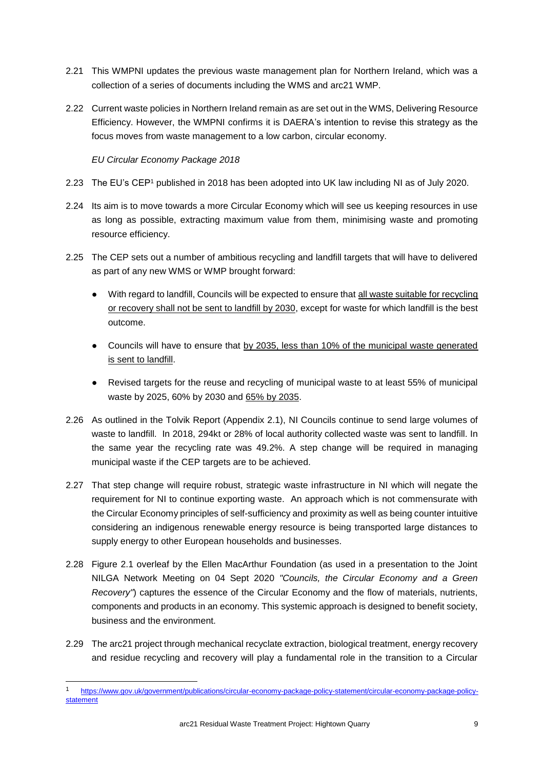2.21 This WMPNI updates the previous waste management plan for Northern Ireland, which was a collection of a series of documents including the WMS and arc21 WMP.

2.22 Current waste policies in Northern Ireland remain as are set out in the WMS, Delivering Resource Efficiency. However, the WMPNI confirms it is DAERA's intention to revise this strategy as the focus moves from waste management to a low carbon, circular economy.

*EU Circular Economy Package 2018*

2.23 The EU's CEP[1] published in 2018 has been adopted into UK law including NI as of July 2020.

2.24 Its aim is to move towards a more Circular Economy which will see us keeping resources in use as long as possible, extracting maximum value from them, minimising waste and promoting resource efficiency.

2.25 The CEP sets out a number of ambitious recycling and landfill targets that will have to delivered as part of any new WMS or WMP brought forward:

- With regard to landfill, Councils will be expected to ensure that <u>all waste suitable for recycling or recovery shall not be sent to landfill by 2030</u>, except for waste for which landfill is the best outcome.
- Councils will have to ensure that <u>by 2035, less than 10% of the municipal waste generated is sent to landfill</u>.
- Revised targets for the reuse and recycling of municipal waste to at least 55% of municipal waste by 2025, 60% by 2030 and <u>65% by 2035</u>.

2.26 As outlined in the Tolvik Report (Appendix 2.1), NI Councils continue to send large volumes of waste to landfill. In 2018, 294kt or 28% of local authority collected waste was sent to landfill. In the same year the recycling rate was 49.2%. A step change will be required in managing municipal waste if the CEP targets are to be achieved.

2.27 That step change will require robust, strategic waste infrastructure in NI which will negate the requirement for NI to continue exporting waste. An approach which is not commensurate with the Circular Economy principles of self-sufficiency and proximity as well as being counter intuitive considering an indigenous renewable energy resource is being transported large distances to supply energy to other European households and businesses.

2.28 Figure 2.1 overleaf by the Ellen MacArthur Foundation (as used in a presentation to the Joint NILGA Network Meeting on 04 Sept 2020 *"Councils, the Circular Economy and a Green Recovery"*) captures the essence of the Circular Economy and the flow of materials, nutrients, components and products in an economy. This systemic approach is designed to benefit society, business and the environment.

2.29 The arc21 project through mechanical recyclate extraction, biological treatment, energy recovery and residue recycling and recovery will play a fundamental role in the transition to a Circular

---

[1] https://www.gov.uk/government/publications/circular-economy-package-policy-statement/circular-economy-package-policy-statement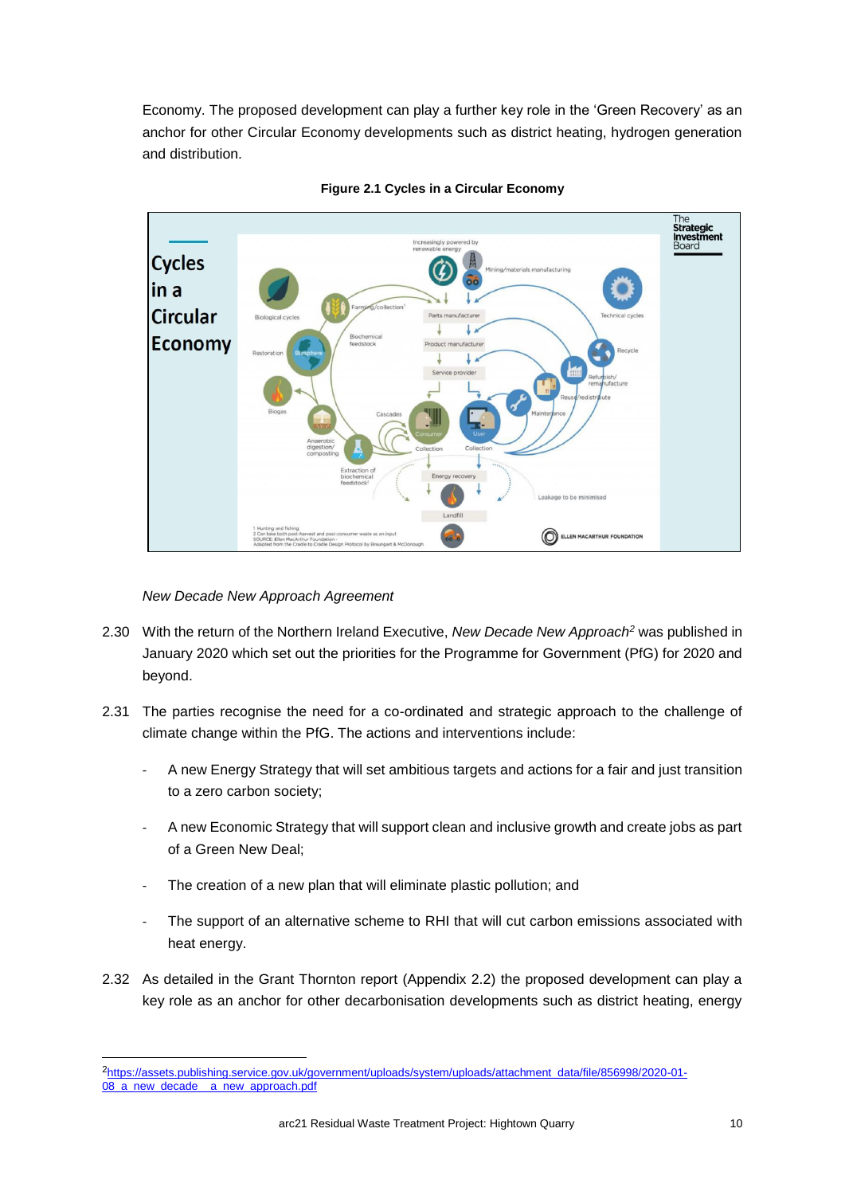Economy. The proposed development can play a further key role in the 'Green Recovery' as an anchor for other Circular Economy developments such as district heating, hydrogen generation and distribution.

**Figure 2.1 Cycles in a Circular Economy**

*New Decade New Approach Agreement*

2.30 With the return of the Northern Ireland Executive, *New Decade New Approach*[2] was published in January 2020 which set out the priorities for the Programme for Government (PfG) for 2020 and beyond.

2.31 The parties recognise the need for a co-ordinated and strategic approach to the challenge of climate change within the PfG. The actions and interventions include:

- A new Energy Strategy that will set ambitious targets and actions for a fair and just transition to a zero carbon society;
- A new Economic Strategy that will support clean and inclusive growth and create jobs as part of a Green New Deal;
- The creation of a new plan that will eliminate plastic pollution; and
- The support of an alternative scheme to RHI that will cut carbon emissions associated with heat energy.

2.32 As detailed in the Grant Thornton report (Appendix 2.2) the proposed development can play a key role as an anchor for other decarbonisation developments such as district heating, energy

[2] https://assets.publishing.service.gov.uk/government/uploads/system/uploads/attachment_data/file/856998/2020-01-08_a_new_decade__a_new_approach.pdf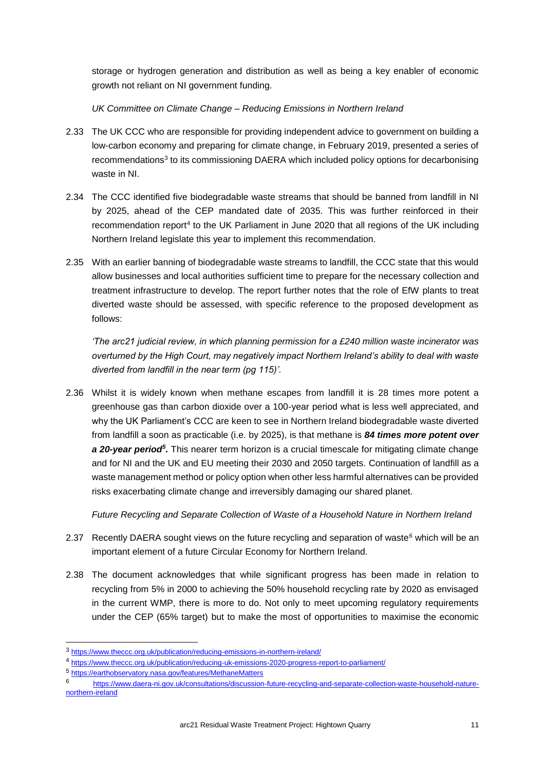storage or hydrogen generation and distribution as well as being a key enabler of economic growth not reliant on NI government funding.

*UK Committee on Climate Change – Reducing Emissions in Northern Ireland*

2.33 The UK CCC who are responsible for providing independent advice to government on building a low-carbon economy and preparing for climate change, in February 2019, presented a series of recommendations[3] to its commissioning DAERA which included policy options for decarbonising waste in NI.

2.34 The CCC identified five biodegradable waste streams that should be banned from landfill in NI by 2025, ahead of the CEP mandated date of 2035. This was further reinforced in their recommendation report[4] to the UK Parliament in June 2020 that all regions of the UK including Northern Ireland legislate this year to implement this recommendation.

2.35 With an earlier banning of biodegradable waste streams to landfill, the CCC state that this would allow businesses and local authorities sufficient time to prepare for the necessary collection and treatment infrastructure to develop. The report further notes that the role of EfW plants to treat diverted waste should be assessed, with specific reference to the proposed development as follows:

*'The arc21 judicial review, in which planning permission for a £240 million waste incinerator was overturned by the High Court, may negatively impact Northern Ireland's ability to deal with waste diverted from landfill in the near term (pg 115)'.*

2.36 Whilst it is widely known when methane escapes from landfill it is 28 times more potent a greenhouse gas than carbon dioxide over a 100-year period what is less well appreciated, and why the UK Parliament's CCC are keen to see in Northern Ireland biodegradable waste diverted from landfill a soon as practicable (i.e. by 2025), is that methane is ***84 times more potent over a 20-year period***[5]. This nearer term horizon is a crucial timescale for mitigating climate change and for NI and the UK and EU meeting their 2030 and 2050 targets. Continuation of landfill as a waste management method or policy option when other less harmful alternatives can be provided risks exacerbating climate change and irreversibly damaging our shared planet.

*Future Recycling and Separate Collection of Waste of a Household Nature in Northern Ireland*

2.37 Recently DAERA sought views on the future recycling and separation of waste[6] which will be an important element of a future Circular Economy for Northern Ireland.

2.38 The document acknowledges that while significant progress has been made in relation to recycling from 5% in 2000 to achieving the 50% household recycling rate by 2020 as envisaged in the current WMP, there is more to do. Not only to meet upcoming regulatory requirements under the CEP (65% target) but to make the most of opportunities to maximise the economic

---

[3] https://www.theccc.org.uk/publication/reducing-emissions-in-northern-ireland/

[4] https://www.theccc.org.uk/publication/reducing-uk-emissions-2020-progress-report-to-parliament/

[5] https://earthobservatory.nasa.gov/features/MethaneMatters

[6] https://www.daera-ni.gov.uk/consultations/discussion-future-recycling-and-separate-collection-waste-household-nature-northern-ireland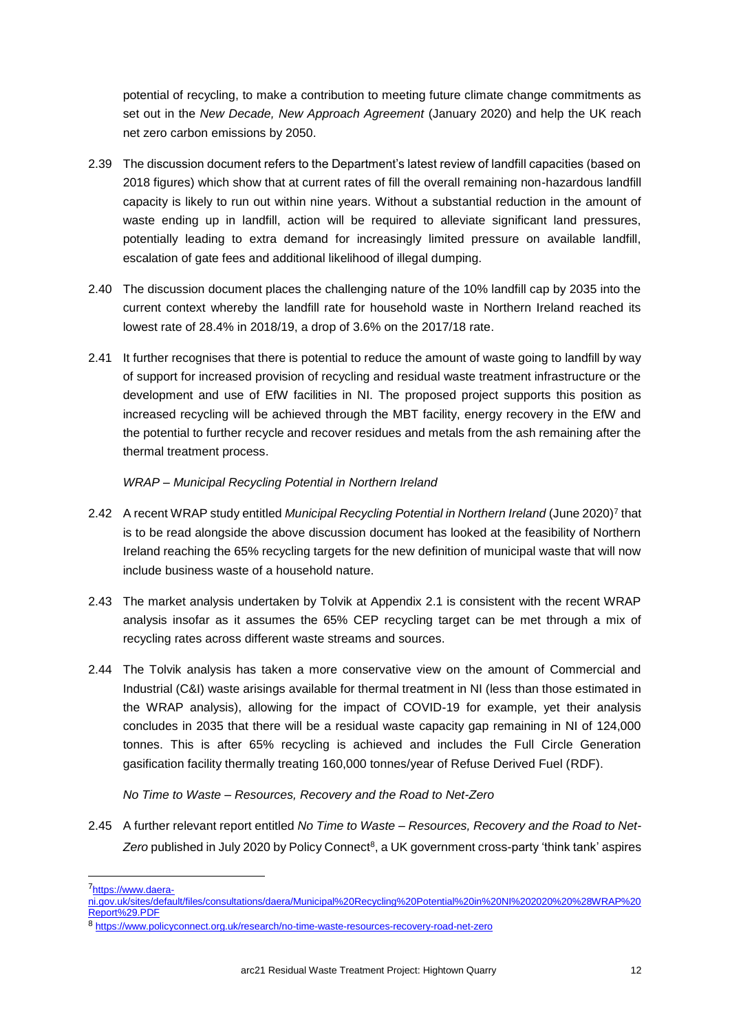potential of recycling, to make a contribution to meeting future climate change commitments as set out in the *New Decade, New Approach Agreement* (January 2020) and help the UK reach net zero carbon emissions by 2050.

2.39 The discussion document refers to the Department's latest review of landfill capacities (based on 2018 figures) which show that at current rates of fill the overall remaining non-hazardous landfill capacity is likely to run out within nine years. Without a substantial reduction in the amount of waste ending up in landfill, action will be required to alleviate significant land pressures, potentially leading to extra demand for increasingly limited pressure on available landfill, escalation of gate fees and additional likelihood of illegal dumping.

2.40 The discussion document places the challenging nature of the 10% landfill cap by 2035 into the current context whereby the landfill rate for household waste in Northern Ireland reached its lowest rate of 28.4% in 2018/19, a drop of 3.6% on the 2017/18 rate.

2.41 It further recognises that there is potential to reduce the amount of waste going to landfill by way of support for increased provision of recycling and residual waste treatment infrastructure or the development and use of EfW facilities in NI. The proposed project supports this position as increased recycling will be achieved through the MBT facility, energy recovery in the EfW and the potential to further recycle and recover residues and metals from the ash remaining after the thermal treatment process.

*WRAP – Municipal Recycling Potential in Northern Ireland*

2.42 A recent WRAP study entitled *Municipal Recycling Potential in Northern Ireland* (June 2020)[7] that is to be read alongside the above discussion document has looked at the feasibility of Northern Ireland reaching the 65% recycling targets for the new definition of municipal waste that will now include business waste of a household nature.

2.43 The market analysis undertaken by Tolvik at Appendix 2.1 is consistent with the recent WRAP analysis insofar as it assumes the 65% CEP recycling target can be met through a mix of recycling rates across different waste streams and sources.

2.44 The Tolvik analysis has taken a more conservative view on the amount of Commercial and Industrial (C&I) waste arisings available for thermal treatment in NI (less than those estimated in the WRAP analysis), allowing for the impact of COVID-19 for example, yet their analysis concludes in 2035 that there will be a residual waste capacity gap remaining in NI of 124,000 tonnes. This is after 65% recycling is achieved and includes the Full Circle Generation gasification facility thermally treating 160,000 tonnes/year of Refuse Derived Fuel (RDF).

*No Time to Waste – Resources, Recovery and the Road to Net-Zero*

2.45 A further relevant report entitled *No Time to Waste – Resources, Recovery and the Road to Net-Zero* published in July 2020 by Policy Connect[8], a UK government cross-party 'think tank' aspires

---

[7] https://www.daera-ni.gov.uk/sites/default/files/consultations/daera/Municipal%20Recycling%20Potential%20in%20NI%202020%20%28WRAP%20Report%29.PDF

[8] https://www.policyconnect.org.uk/research/no-time-waste-resources-recovery-road-net-zero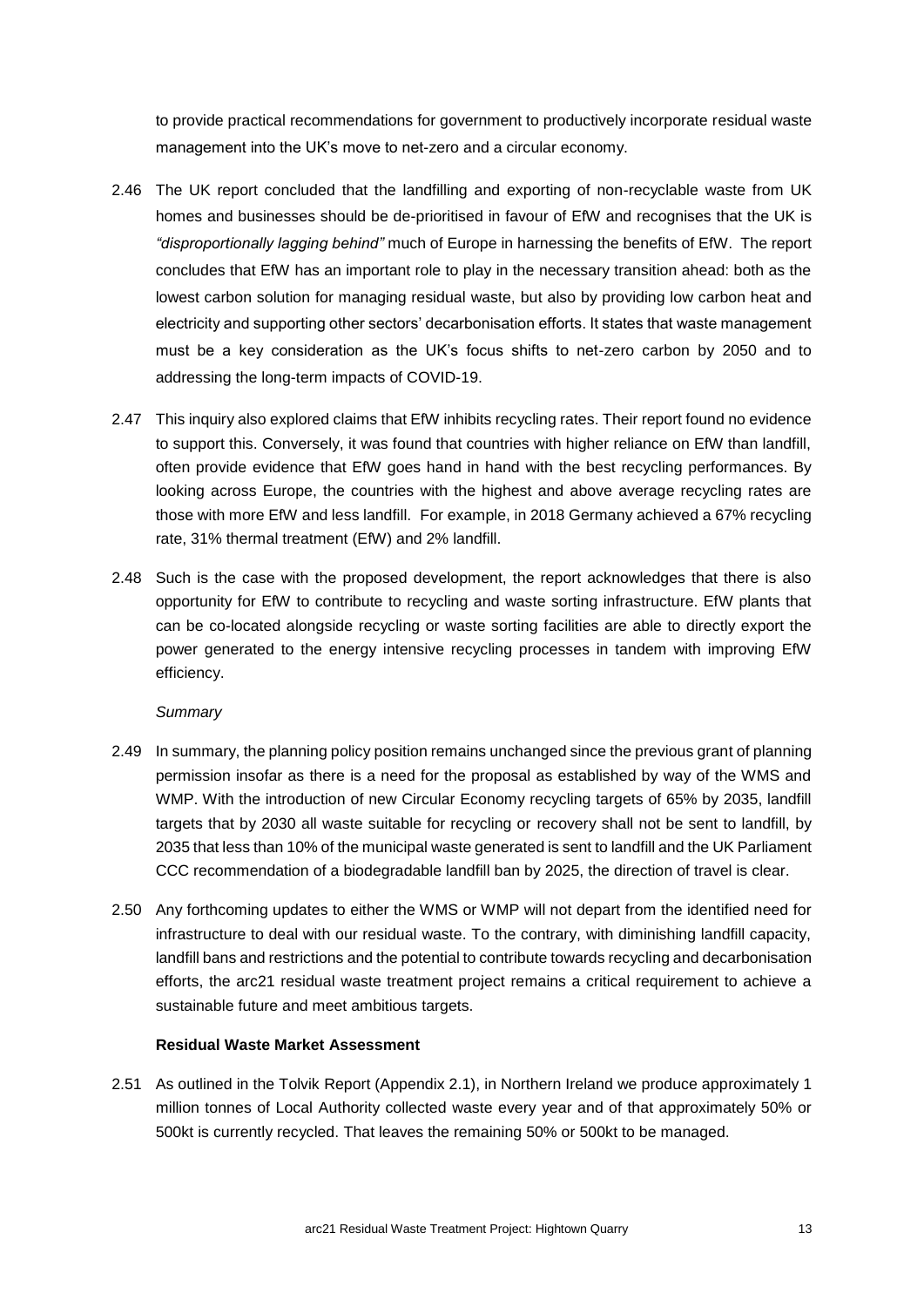to provide practical recommendations for government to productively incorporate residual waste management into the UK's move to net-zero and a circular economy.

2.46 The UK report concluded that the landfilling and exporting of non-recyclable waste from UK homes and businesses should be de-prioritised in favour of EfW and recognises that the UK is *"disproportionally lagging behind"* much of Europe in harnessing the benefits of EfW. The report concludes that EfW has an important role to play in the necessary transition ahead: both as the lowest carbon solution for managing residual waste, but also by providing low carbon heat and electricity and supporting other sectors' decarbonisation efforts. It states that waste management must be a key consideration as the UK's focus shifts to net-zero carbon by 2050 and to addressing the long-term impacts of COVID-19.

2.47 This inquiry also explored claims that EfW inhibits recycling rates. Their report found no evidence to support this. Conversely, it was found that countries with higher reliance on EfW than landfill, often provide evidence that EfW goes hand in hand with the best recycling performances. By looking across Europe, the countries with the highest and above average recycling rates are those with more EfW and less landfill. For example, in 2018 Germany achieved a 67% recycling rate, 31% thermal treatment (EfW) and 2% landfill.

2.48 Such is the case with the proposed development, the report acknowledges that there is also opportunity for EfW to contribute to recycling and waste sorting infrastructure. EfW plants that can be co-located alongside recycling or waste sorting facilities are able to directly export the power generated to the energy intensive recycling processes in tandem with improving EfW efficiency.

*Summary*

2.49 In summary, the planning policy position remains unchanged since the previous grant of planning permission insofar as there is a need for the proposal as established by way of the WMS and WMP. With the introduction of new Circular Economy recycling targets of 65% by 2035, landfill targets that by 2030 all waste suitable for recycling or recovery shall not be sent to landfill, by 2035 that less than 10% of the municipal waste generated is sent to landfill and the UK Parliament CCC recommendation of a biodegradable landfill ban by 2025, the direction of travel is clear.

2.50 Any forthcoming updates to either the WMS or WMP will not depart from the identified need for infrastructure to deal with our residual waste. To the contrary, with diminishing landfill capacity, landfill bans and restrictions and the potential to contribute towards recycling and decarbonisation efforts, the arc21 residual waste treatment project remains a critical requirement to achieve a sustainable future and meet ambitious targets.

**Residual Waste Market Assessment**

2.51 As outlined in the Tolvik Report (Appendix 2.1), in Northern Ireland we produce approximately 1 million tonnes of Local Authority collected waste every year and of that approximately 50% or 500kt is currently recycled. That leaves the remaining 50% or 500kt to be managed.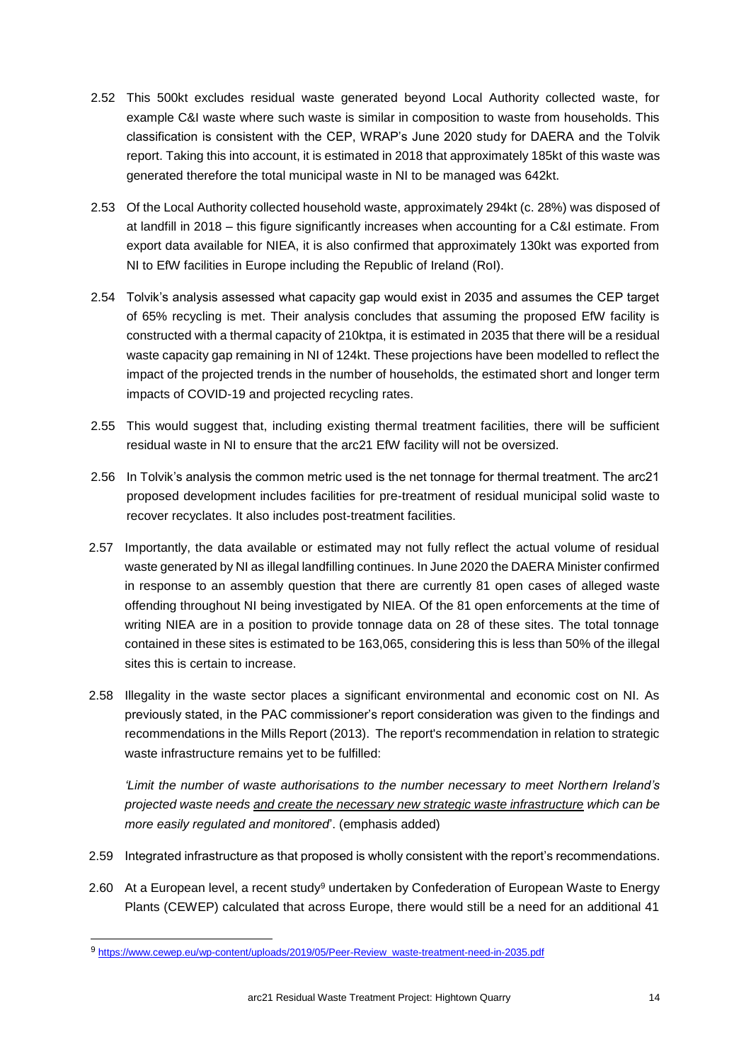2.52 This 500kt excludes residual waste generated beyond Local Authority collected waste, for example C&I waste where such waste is similar in composition to waste from households. This classification is consistent with the CEP, WRAP's June 2020 study for DAERA and the Tolvik report. Taking this into account, it is estimated in 2018 that approximately 185kt of this waste was generated therefore the total municipal waste in NI to be managed was 642kt.

2.53 Of the Local Authority collected household waste, approximately 294kt (c. 28%) was disposed of at landfill in 2018 – this figure significantly increases when accounting for a C&I estimate. From export data available for NIEA, it is also confirmed that approximately 130kt was exported from NI to EfW facilities in Europe including the Republic of Ireland (RoI).

2.54 Tolvik's analysis assessed what capacity gap would exist in 2035 and assumes the CEP target of 65% recycling is met. Their analysis concludes that assuming the proposed EfW facility is constructed with a thermal capacity of 210ktpa, it is estimated in 2035 that there will be a residual waste capacity gap remaining in NI of 124kt. These projections have been modelled to reflect the impact of the projected trends in the number of households, the estimated short and longer term impacts of COVID-19 and projected recycling rates.

2.55 This would suggest that, including existing thermal treatment facilities, there will be sufficient residual waste in NI to ensure that the arc21 EfW facility will not be oversized.

2.56 In Tolvik's analysis the common metric used is the net tonnage for thermal treatment. The arc21 proposed development includes facilities for pre-treatment of residual municipal solid waste to recover recyclates. It also includes post-treatment facilities.

2.57 Importantly, the data available or estimated may not fully reflect the actual volume of residual waste generated by NI as illegal landfilling continues. In June 2020 the DAERA Minister confirmed in response to an assembly question that there are currently 81 open cases of alleged waste offending throughout NI being investigated by NIEA. Of the 81 open enforcements at the time of writing NIEA are in a position to provide tonnage data on 28 of these sites. The total tonnage contained in these sites is estimated to be 163,065, considering this is less than 50% of the illegal sites this is certain to increase.

2.58 Illegality in the waste sector places a significant environmental and economic cost on NI. As previously stated, in the PAC commissioner's report consideration was given to the findings and recommendations in the Mills Report (2013). The report's recommendation in relation to strategic waste infrastructure remains yet to be fulfilled:

*'Limit the number of waste authorisations to the number necessary to meet Northern Ireland's projected waste needs <u>and create the necessary new strategic waste infrastructure</u> which can be more easily regulated and monitored*'. (emphasis added)

2.59 Integrated infrastructure as that proposed is wholly consistent with the report's recommendations.

2.60 At a European level, a recent study[9] undertaken by Confederation of European Waste to Energy Plants (CEWEP) calculated that across Europe, there would still be a need for an additional 41

[9] https://www.cewep.eu/wp-content/uploads/2019/05/Peer-Review_waste-treatment-need-in-2035.pdf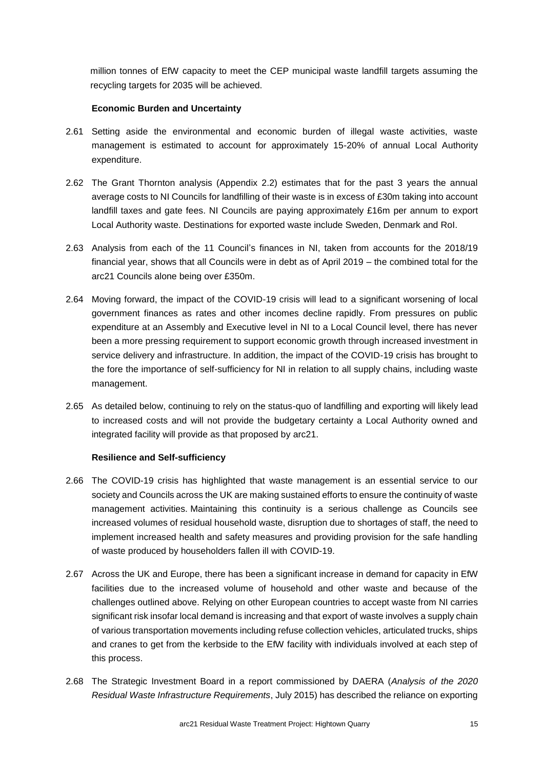million tonnes of EfW capacity to meet the CEP municipal waste landfill targets assuming the recycling targets for 2035 will be achieved.

**Economic Burden and Uncertainty**

2.61 Setting aside the environmental and economic burden of illegal waste activities, waste management is estimated to account for approximately 15-20% of annual Local Authority expenditure.

2.62 The Grant Thornton analysis (Appendix 2.2) estimates that for the past 3 years the annual average costs to NI Councils for landfilling of their waste is in excess of £30m taking into account landfill taxes and gate fees. NI Councils are paying approximately £16m per annum to export Local Authority waste. Destinations for exported waste include Sweden, Denmark and RoI.

2.63 Analysis from each of the 11 Council's finances in NI, taken from accounts for the 2018/19 financial year, shows that all Councils were in debt as of April 2019 – the combined total for the arc21 Councils alone being over £350m.

2.64 Moving forward, the impact of the COVID-19 crisis will lead to a significant worsening of local government finances as rates and other incomes decline rapidly. From pressures on public expenditure at an Assembly and Executive level in NI to a Local Council level, there has never been a more pressing requirement to support economic growth through increased investment in service delivery and infrastructure. In addition, the impact of the COVID-19 crisis has brought to the fore the importance of self-sufficiency for NI in relation to all supply chains, including waste management.

2.65 As detailed below, continuing to rely on the status-quo of landfilling and exporting will likely lead to increased costs and will not provide the budgetary certainty a Local Authority owned and integrated facility will provide as that proposed by arc21.

**Resilience and Self-sufficiency**

2.66 The COVID-19 crisis has highlighted that waste management is an essential service to our society and Councils across the UK are making sustained efforts to ensure the continuity of waste management activities. Maintaining this continuity is a serious challenge as Councils see increased volumes of residual household waste, disruption due to shortages of staff, the need to implement increased health and safety measures and providing provision for the safe handling of waste produced by householders fallen ill with COVID-19.

2.67 Across the UK and Europe, there has been a significant increase in demand for capacity in EfW facilities due to the increased volume of household and other waste and because of the challenges outlined above. Relying on other European countries to accept waste from NI carries significant risk insofar local demand is increasing and that export of waste involves a supply chain of various transportation movements including refuse collection vehicles, articulated trucks, ships and cranes to get from the kerbside to the EfW facility with individuals involved at each step of this process.

2.68 The Strategic Investment Board in a report commissioned by DAERA (*Analysis of the 2020 Residual Waste Infrastructure Requirements*, July 2015) has described the reliance on exporting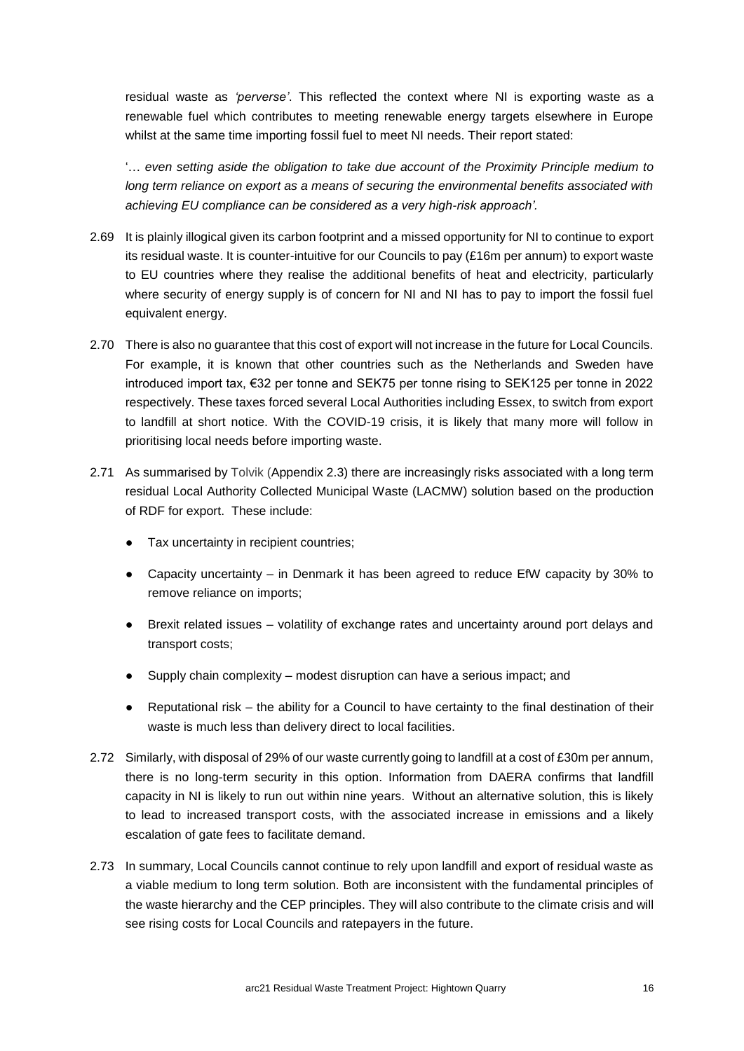residual waste as *'perverse'*. This reflected the context where NI is exporting waste as a renewable fuel which contributes to meeting renewable energy targets elsewhere in Europe whilst at the same time importing fossil fuel to meet NI needs. Their report stated:

'*… even setting aside the obligation to take due account of the Proximity Principle medium to long term reliance on export as a means of securing the environmental benefits associated with achieving EU compliance can be considered as a very high-risk approach'.*

2.69 It is plainly illogical given its carbon footprint and a missed opportunity for NI to continue to export its residual waste. It is counter-intuitive for our Councils to pay (£16m per annum) to export waste to EU countries where they realise the additional benefits of heat and electricity, particularly where security of energy supply is of concern for NI and NI has to pay to import the fossil fuel equivalent energy.

2.70 There is also no guarantee that this cost of export will not increase in the future for Local Councils. For example, it is known that other countries such as the Netherlands and Sweden have introduced import tax, €32 per tonne and SEK75 per tonne rising to SEK125 per tonne in 2022 respectively. These taxes forced several Local Authorities including Essex, to switch from export to landfill at short notice. With the COVID-19 crisis, it is likely that many more will follow in prioritising local needs before importing waste.

2.71 As summarised by Tolvik (Appendix 2.3) there are increasingly risks associated with a long term residual Local Authority Collected Municipal Waste (LACMW) solution based on the production of RDF for export. These include:

- Tax uncertainty in recipient countries;
- Capacity uncertainty – in Denmark it has been agreed to reduce EfW capacity by 30% to remove reliance on imports;
- Brexit related issues – volatility of exchange rates and uncertainty around port delays and transport costs;
- Supply chain complexity – modest disruption can have a serious impact; and
- Reputational risk – the ability for a Council to have certainty to the final destination of their waste is much less than delivery direct to local facilities.

2.72 Similarly, with disposal of 29% of our waste currently going to landfill at a cost of £30m per annum, there is no long-term security in this option. Information from DAERA confirms that landfill capacity in NI is likely to run out within nine years. Without an alternative solution, this is likely to lead to increased transport costs, with the associated increase in emissions and a likely escalation of gate fees to facilitate demand.

2.73 In summary, Local Councils cannot continue to rely upon landfill and export of residual waste as a viable medium to long term solution. Both are inconsistent with the fundamental principles of the waste hierarchy and the CEP principles. They will also contribute to the climate crisis and will see rising costs for Local Councils and ratepayers in the future.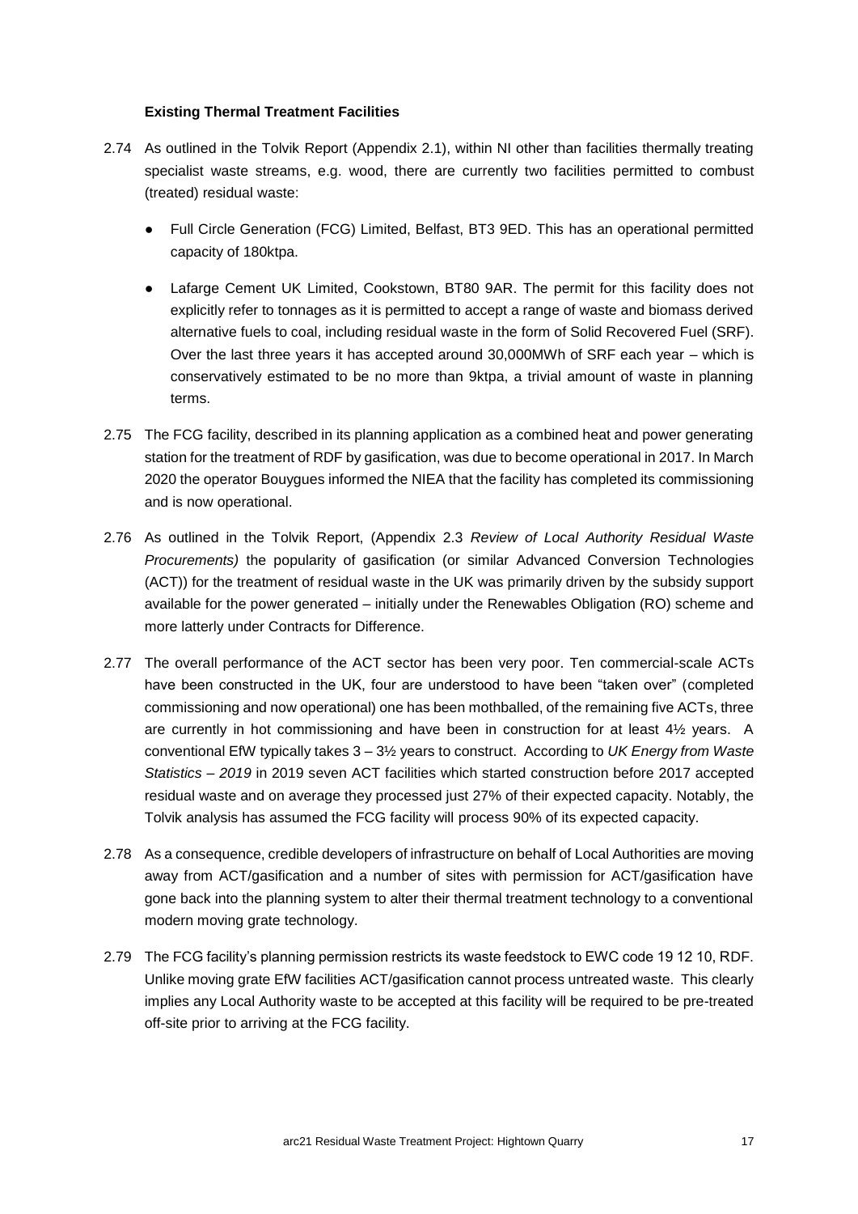**Existing Thermal Treatment Facilities**

2.74 As outlined in the Tolvik Report (Appendix 2.1), within NI other than facilities thermally treating specialist waste streams, e.g. wood, there are currently two facilities permitted to combust (treated) residual waste:

- Full Circle Generation (FCG) Limited, Belfast, BT3 9ED. This has an operational permitted capacity of 180ktpa.
- Lafarge Cement UK Limited, Cookstown, BT80 9AR. The permit for this facility does not explicitly refer to tonnages as it is permitted to accept a range of waste and biomass derived alternative fuels to coal, including residual waste in the form of Solid Recovered Fuel (SRF). Over the last three years it has accepted around 30,000MWh of SRF each year – which is conservatively estimated to be no more than 9ktpa, a trivial amount of waste in planning terms.

2.75 The FCG facility, described in its planning application as a combined heat and power generating station for the treatment of RDF by gasification, was due to become operational in 2017. In March 2020 the operator Bouygues informed the NIEA that the facility has completed its commissioning and is now operational.

2.76 As outlined in the Tolvik Report, (Appendix 2.3 *Review of Local Authority Residual Waste Procurements)* the popularity of gasification (or similar Advanced Conversion Technologies (ACT)) for the treatment of residual waste in the UK was primarily driven by the subsidy support available for the power generated – initially under the Renewables Obligation (RO) scheme and more latterly under Contracts for Difference.

2.77 The overall performance of the ACT sector has been very poor. Ten commercial-scale ACTs have been constructed in the UK, four are understood to have been "taken over" (completed commissioning and now operational) one has been mothballed, of the remaining five ACTs, three are currently in hot commissioning and have been in construction for at least 4½ years. A conventional EfW typically takes 3 – 3½ years to construct. According to *UK Energy from Waste Statistics – 2019* in 2019 seven ACT facilities which started construction before 2017 accepted residual waste and on average they processed just 27% of their expected capacity. Notably, the Tolvik analysis has assumed the FCG facility will process 90% of its expected capacity.

2.78 As a consequence, credible developers of infrastructure on behalf of Local Authorities are moving away from ACT/gasification and a number of sites with permission for ACT/gasification have gone back into the planning system to alter their thermal treatment technology to a conventional modern moving grate technology.

2.79 The FCG facility's planning permission restricts its waste feedstock to EWC code 19 12 10, RDF. Unlike moving grate EfW facilities ACT/gasification cannot process untreated waste. This clearly implies any Local Authority waste to be accepted at this facility will be required to be pre-treated off-site prior to arriving at the FCG facility.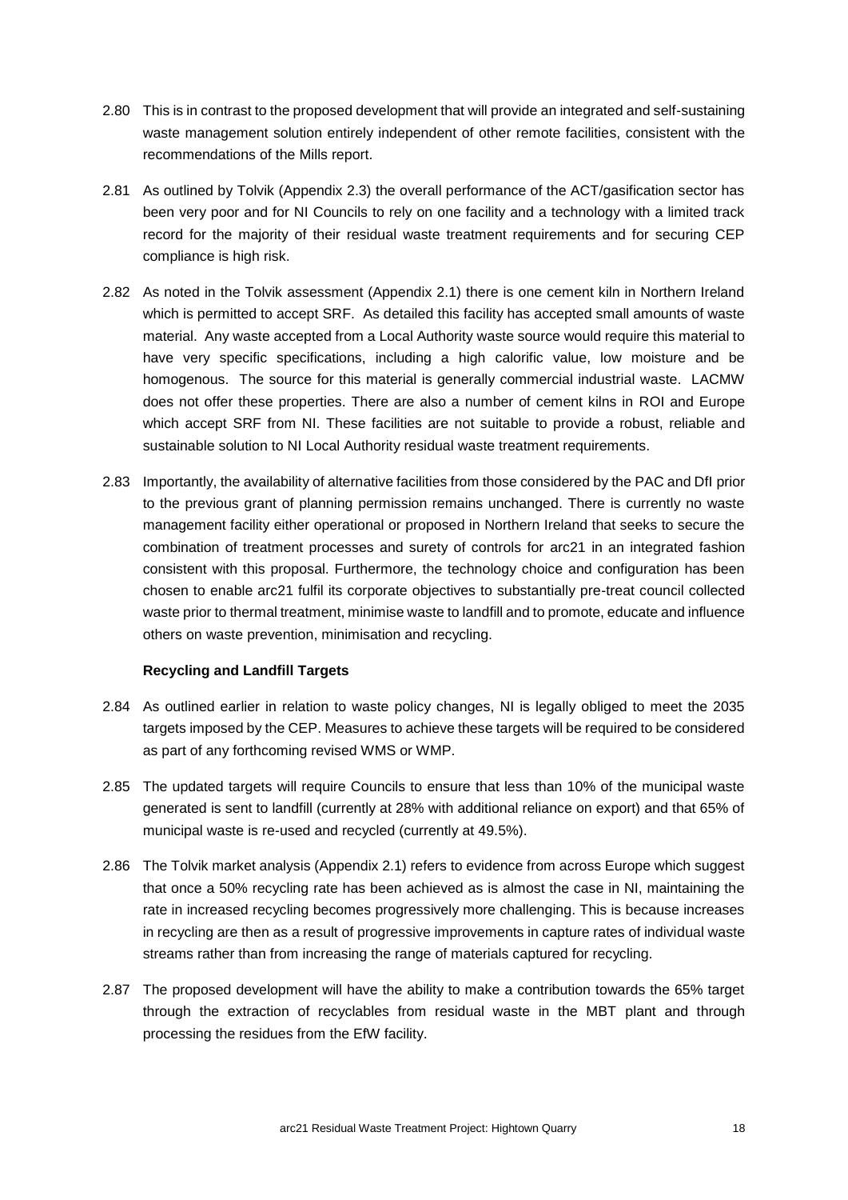2.80 This is in contrast to the proposed development that will provide an integrated and self-sustaining waste management solution entirely independent of other remote facilities, consistent with the recommendations of the Mills report.

2.81 As outlined by Tolvik (Appendix 2.3) the overall performance of the ACT/gasification sector has been very poor and for NI Councils to rely on one facility and a technology with a limited track record for the majority of their residual waste treatment requirements and for securing CEP compliance is high risk.

2.82 As noted in the Tolvik assessment (Appendix 2.1) there is one cement kiln in Northern Ireland which is permitted to accept SRF. As detailed this facility has accepted small amounts of waste material. Any waste accepted from a Local Authority waste source would require this material to have very specific specifications, including a high calorific value, low moisture and be homogenous. The source for this material is generally commercial industrial waste. LACMW does not offer these properties. There are also a number of cement kilns in ROI and Europe which accept SRF from NI. These facilities are not suitable to provide a robust, reliable and sustainable solution to NI Local Authority residual waste treatment requirements.

2.83 Importantly, the availability of alternative facilities from those considered by the PAC and DfI prior to the previous grant of planning permission remains unchanged. There is currently no waste management facility either operational or proposed in Northern Ireland that seeks to secure the combination of treatment processes and surety of controls for arc21 in an integrated fashion consistent with this proposal. Furthermore, the technology choice and configuration has been chosen to enable arc21 fulfil its corporate objectives to substantially pre-treat council collected waste prior to thermal treatment, minimise waste to landfill and to promote, educate and influence others on waste prevention, minimisation and recycling.

**Recycling and Landfill Targets**

2.84 As outlined earlier in relation to waste policy changes, NI is legally obliged to meet the 2035 targets imposed by the CEP. Measures to achieve these targets will be required to be considered as part of any forthcoming revised WMS or WMP.

2.85 The updated targets will require Councils to ensure that less than 10% of the municipal waste generated is sent to landfill (currently at 28% with additional reliance on export) and that 65% of municipal waste is re-used and recycled (currently at 49.5%).

2.86 The Tolvik market analysis (Appendix 2.1) refers to evidence from across Europe which suggest that once a 50% recycling rate has been achieved as is almost the case in NI, maintaining the rate in increased recycling becomes progressively more challenging. This is because increases in recycling are then as a result of progressive improvements in capture rates of individual waste streams rather than from increasing the range of materials captured for recycling.

2.87 The proposed development will have the ability to make a contribution towards the 65% target through the extraction of recyclables from residual waste in the MBT plant and through processing the residues from the EfW facility.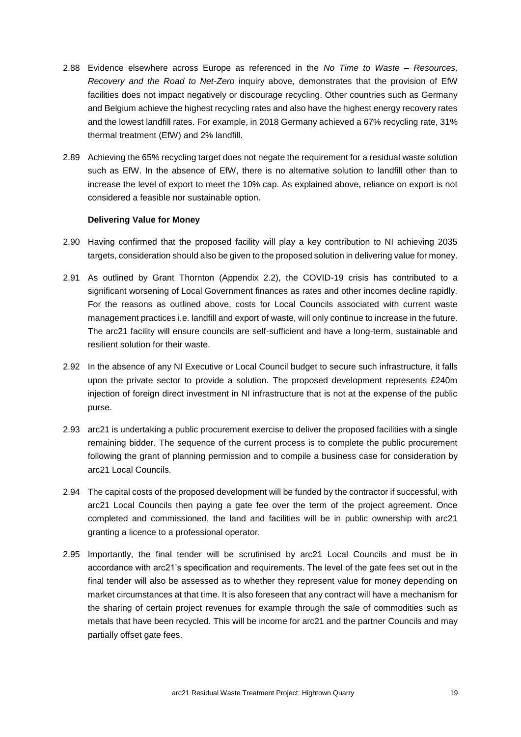2.88 Evidence elsewhere across Europe as referenced in the *No Time to Waste – Resources, Recovery and the Road to Net-Zero* inquiry above, demonstrates that the provision of EfW facilities does not impact negatively or discourage recycling. Other countries such as Germany and Belgium achieve the highest recycling rates and also have the highest energy recovery rates and the lowest landfill rates. For example, in 2018 Germany achieved a 67% recycling rate, 31% thermal treatment (EfW) and 2% landfill.

2.89 Achieving the 65% recycling target does not negate the requirement for a residual waste solution such as EfW. In the absence of EfW, there is no alternative solution to landfill other than to increase the level of export to meet the 10% cap. As explained above, reliance on export is not considered a feasible nor sustainable option.

**Delivering Value for Money**

2.90 Having confirmed that the proposed facility will play a key contribution to NI achieving 2035 targets, consideration should also be given to the proposed solution in delivering value for money.

2.91 As outlined by Grant Thornton (Appendix 2.2), the COVID-19 crisis has contributed to a significant worsening of Local Government finances as rates and other incomes decline rapidly. For the reasons as outlined above, costs for Local Councils associated with current waste management practices i.e. landfill and export of waste, will only continue to increase in the future. The arc21 facility will ensure councils are self-sufficient and have a long-term, sustainable and resilient solution for their waste.

2.92 In the absence of any NI Executive or Local Council budget to secure such infrastructure, it falls upon the private sector to provide a solution. The proposed development represents £240m injection of foreign direct investment in NI infrastructure that is not at the expense of the public purse.

2.93 arc21 is undertaking a public procurement exercise to deliver the proposed facilities with a single remaining bidder. The sequence of the current process is to complete the public procurement following the grant of planning permission and to compile a business case for consideration by arc21 Local Councils.

2.94 The capital costs of the proposed development will be funded by the contractor if successful, with arc21 Local Councils then paying a gate fee over the term of the project agreement. Once completed and commissioned, the land and facilities will be in public ownership with arc21 granting a licence to a professional operator.

2.95 Importantly, the final tender will be scrutinised by arc21 Local Councils and must be in accordance with arc21's specification and requirements. The level of the gate fees set out in the final tender will also be assessed as to whether they represent value for money depending on market circumstances at that time. It is also foreseen that any contract will have a mechanism for the sharing of certain project revenues for example through the sale of commodities such as metals that have been recycled. This will be income for arc21 and the partner Councils and may partially offset gate fees.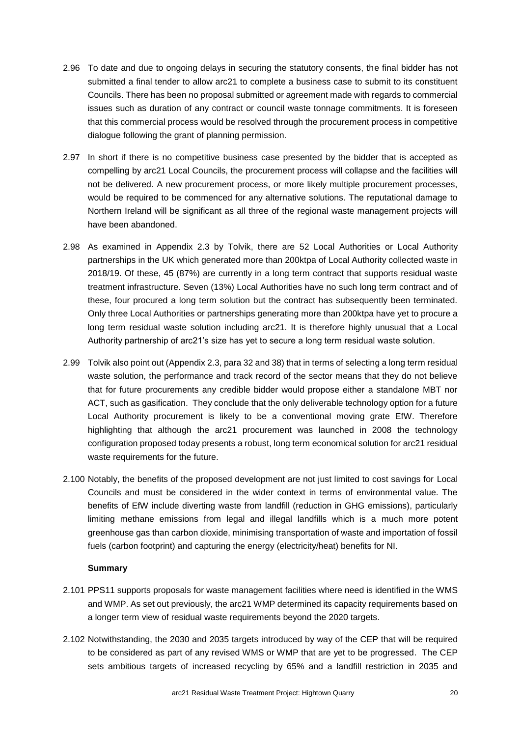2.96 To date and due to ongoing delays in securing the statutory consents, the final bidder has not submitted a final tender to allow arc21 to complete a business case to submit to its constituent Councils. There has been no proposal submitted or agreement made with regards to commercial issues such as duration of any contract or council waste tonnage commitments. It is foreseen that this commercial process would be resolved through the procurement process in competitive dialogue following the grant of planning permission.

2.97 In short if there is no competitive business case presented by the bidder that is accepted as compelling by arc21 Local Councils, the procurement process will collapse and the facilities will not be delivered. A new procurement process, or more likely multiple procurement processes, would be required to be commenced for any alternative solutions. The reputational damage to Northern Ireland will be significant as all three of the regional waste management projects will have been abandoned.

2.98 As examined in Appendix 2.3 by Tolvik, there are 52 Local Authorities or Local Authority partnerships in the UK which generated more than 200ktpa of Local Authority collected waste in 2018/19. Of these, 45 (87%) are currently in a long term contract that supports residual waste treatment infrastructure. Seven (13%) Local Authorities have no such long term contract and of these, four procured a long term solution but the contract has subsequently been terminated. Only three Local Authorities or partnerships generating more than 200ktpa have yet to procure a long term residual waste solution including arc21. It is therefore highly unusual that a Local Authority partnership of arc21's size has yet to secure a long term residual waste solution.

2.99 Tolvik also point out (Appendix 2.3, para 32 and 38) that in terms of selecting a long term residual waste solution, the performance and track record of the sector means that they do not believe that for future procurements any credible bidder would propose either a standalone MBT nor ACT, such as gasification. They conclude that the only deliverable technology option for a future Local Authority procurement is likely to be a conventional moving grate EfW. Therefore highlighting that although the arc21 procurement was launched in 2008 the technology configuration proposed today presents a robust, long term economical solution for arc21 residual waste requirements for the future.

2.100 Notably, the benefits of the proposed development are not just limited to cost savings for Local Councils and must be considered in the wider context in terms of environmental value. The benefits of EfW include diverting waste from landfill (reduction in GHG emissions), particularly limiting methane emissions from legal and illegal landfills which is a much more potent greenhouse gas than carbon dioxide, minimising transportation of waste and importation of fossil fuels (carbon footprint) and capturing the energy (electricity/heat) benefits for NI.

**Summary**

2.101 PPS11 supports proposals for waste management facilities where need is identified in the WMS and WMP. As set out previously, the arc21 WMP determined its capacity requirements based on a longer term view of residual waste requirements beyond the 2020 targets.

2.102 Notwithstanding, the 2030 and 2035 targets introduced by way of the CEP that will be required to be considered as part of any revised WMS or WMP that are yet to be progressed. The CEP sets ambitious targets of increased recycling by 65% and a landfill restriction in 2035 and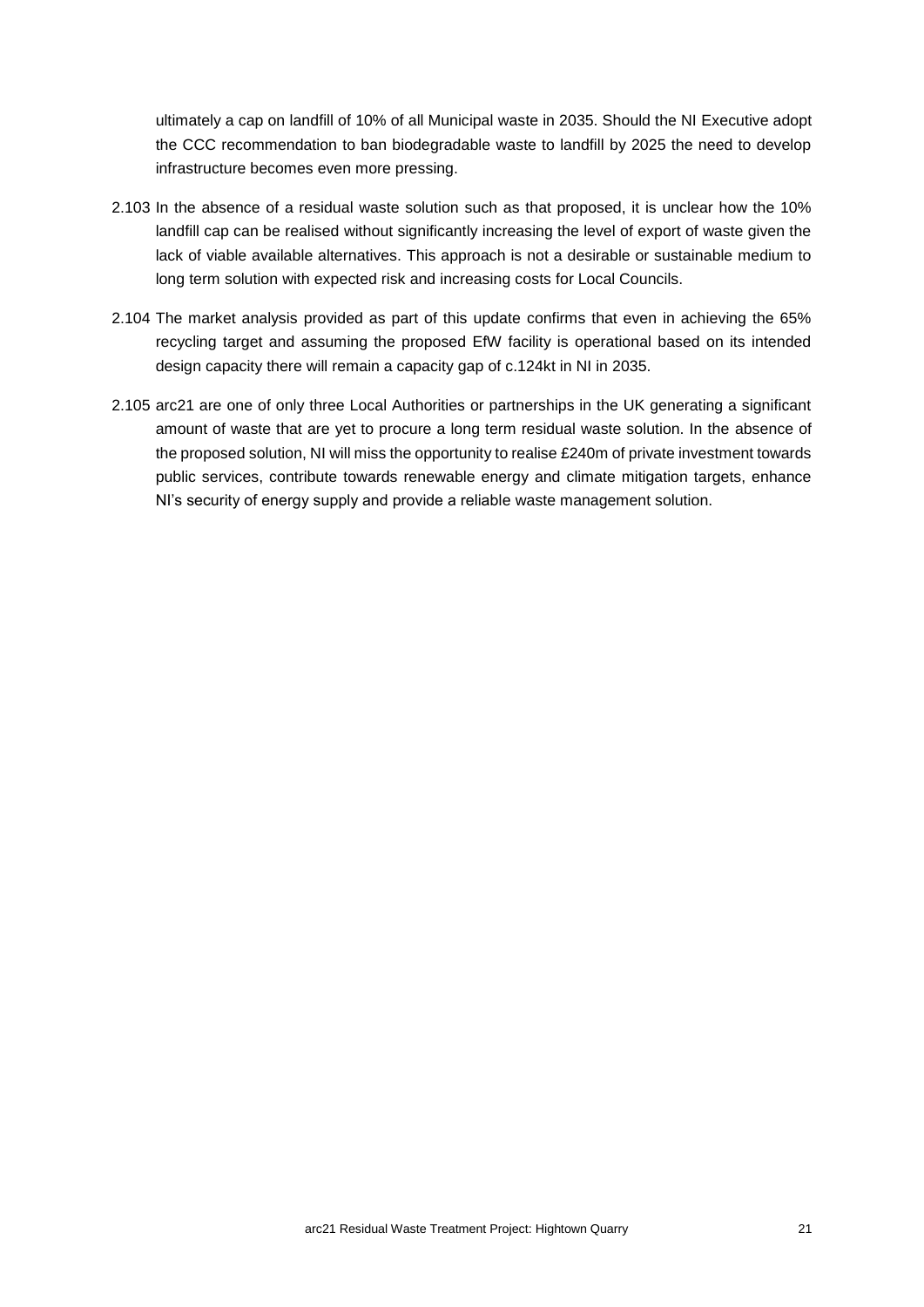ultimately a cap on landfill of 10% of all Municipal waste in 2035. Should the NI Executive adopt the CCC recommendation to ban biodegradable waste to landfill by 2025 the need to develop infrastructure becomes even more pressing.

2.103 In the absence of a residual waste solution such as that proposed, it is unclear how the 10% landfill cap can be realised without significantly increasing the level of export of waste given the lack of viable available alternatives. This approach is not a desirable or sustainable medium to long term solution with expected risk and increasing costs for Local Councils.

2.104 The market analysis provided as part of this update confirms that even in achieving the 65% recycling target and assuming the proposed EfW facility is operational based on its intended design capacity there will remain a capacity gap of c.124kt in NI in 2035.

2.105 arc21 are one of only three Local Authorities or partnerships in the UK generating a significant amount of waste that are yet to procure a long term residual waste solution. In the absence of the proposed solution, NI will miss the opportunity to realise £240m of private investment towards public services, contribute towards renewable energy and climate mitigation targets, enhance NI's security of energy supply and provide a reliable waste management solution.